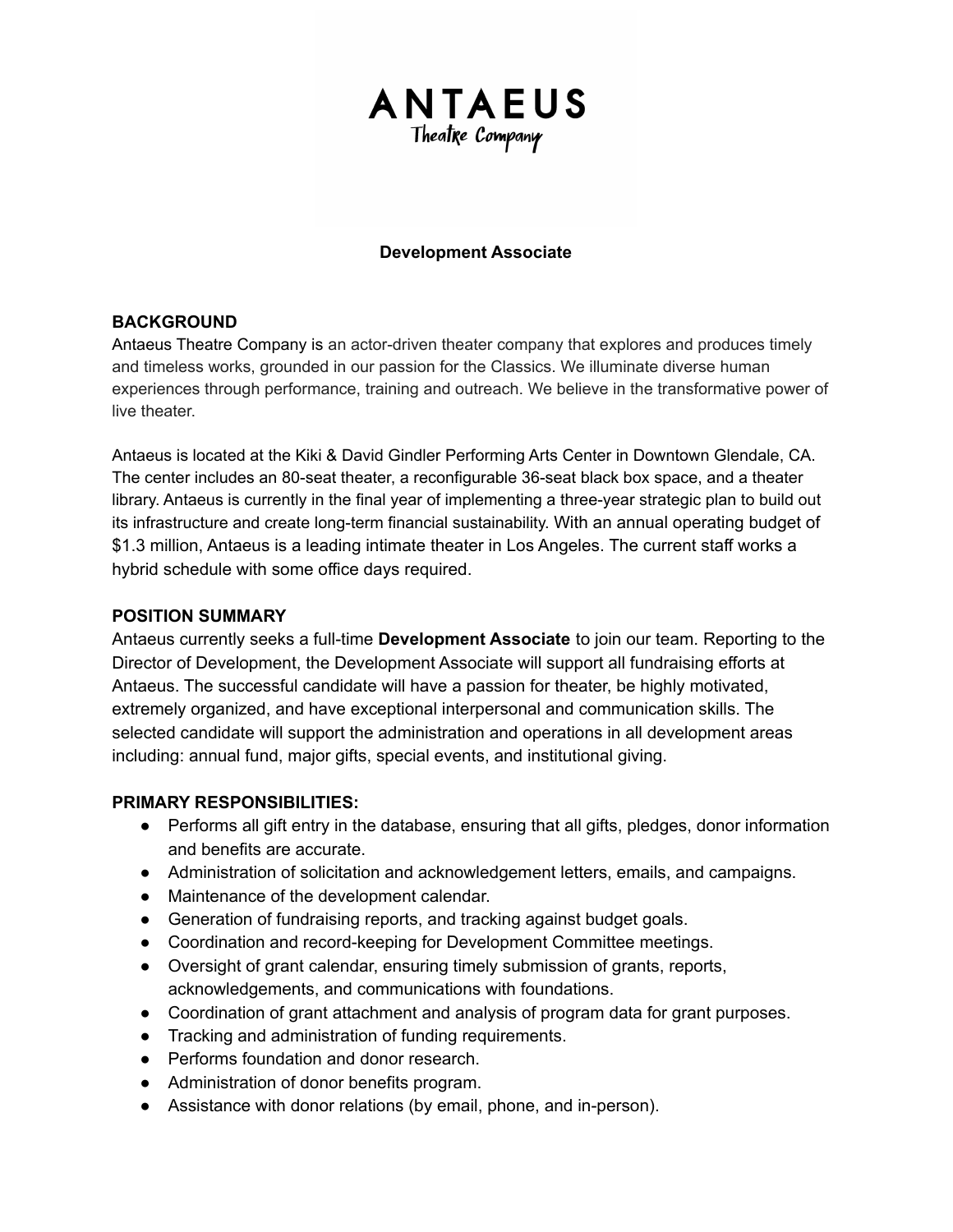ANTAEUS
Theatre Company

# Development Associate

## BACKGROUND

Antaeus Theatre Company is an actor-driven theater company that explores and produces timely and timeless works, grounded in our passion for the Classics. We illuminate diverse human experiences through performance, training and outreach. We believe in the transformative power of live theater.

Antaeus is located at the Kiki & David Gindler Performing Arts Center in Downtown Glendale, CA. The center includes an 80-seat theater, a reconfigurable 36-seat black box space, and a theater library. Antaeus is currently in the final year of implementing a three-year strategic plan to build out its infrastructure and create long-term financial sustainability. With an annual operating budget of $1.3 million, Antaeus is a leading intimate theater in Los Angeles. The current staff works a hybrid schedule with some office days required.

## POSITION SUMMARY

Antaeus currently seeks a full-time **Development Associate** to join our team. Reporting to the Director of Development, the Development Associate will support all fundraising efforts at Antaeus. The successful candidate will have a passion for theater, be highly motivated, extremely organized, and have exceptional interpersonal and communication skills. The selected candidate will support the administration and operations in all development areas including: annual fund, major gifts, special events, and institutional giving.

## PRIMARY RESPONSIBILITIES:

- Performs all gift entry in the database, ensuring that all gifts, pledges, donor information and benefits are accurate.
- Administration of solicitation and acknowledgement letters, emails, and campaigns.
- Maintenance of the development calendar.
- Generation of fundraising reports, and tracking against budget goals.
- Coordination and record-keeping for Development Committee meetings.
- Oversight of grant calendar, ensuring timely submission of grants, reports, acknowledgements, and communications with foundations.
- Coordination of grant attachment and analysis of program data for grant purposes.
- Tracking and administration of funding requirements.
- Performs foundation and donor research.
- Administration of donor benefits program.
- Assistance with donor relations (by email, phone, and in-person).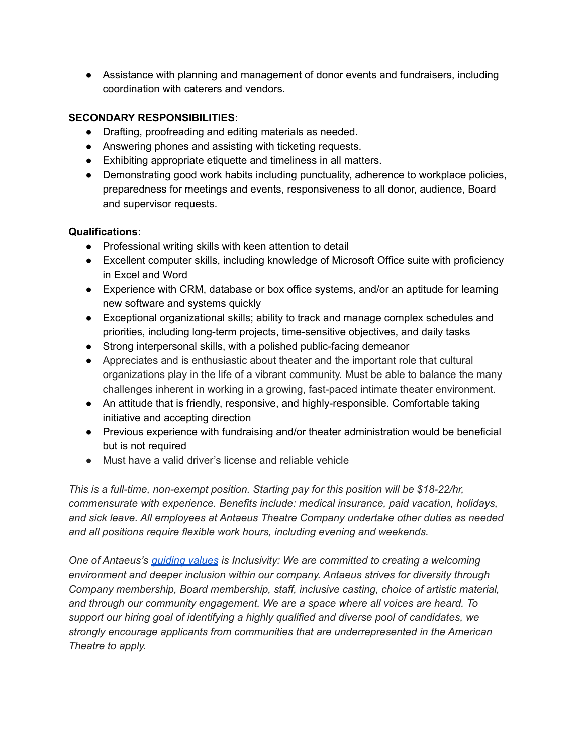- Assistance with planning and management of donor events and fundraisers, including coordination with caterers and vendors.

**SECONDARY RESPONSIBILITIES:**

- Drafting, proofreading and editing materials as needed.
- Answering phones and assisting with ticketing requests.
- Exhibiting appropriate etiquette and timeliness in all matters.
- Demonstrating good work habits including punctuality, adherence to workplace policies, preparedness for meetings and events, responsiveness to all donor, audience, Board and supervisor requests.

**Qualifications:**

- Professional writing skills with keen attention to detail
- Excellent computer skills, including knowledge of Microsoft Office suite with proficiency in Excel and Word
- Experience with CRM, database or box office systems, and/or an aptitude for learning new software and systems quickly
- Exceptional organizational skills; ability to track and manage complex schedules and priorities, including long-term projects, time-sensitive objectives, and daily tasks
- Strong interpersonal skills, with a polished public-facing demeanor
- Appreciates and is enthusiastic about theater and the important role that cultural organizations play in the life of a vibrant community. Must be able to balance the many challenges inherent in working in a growing, fast-paced intimate theater environment.
- An attitude that is friendly, responsive, and highly-responsible. Comfortable taking initiative and accepting direction
- Previous experience with fundraising and/or theater administration would be beneficial but is not required
- Must have a valid driver's license and reliable vehicle

*This is a full-time, non-exempt position. Starting pay for this position will be $18-22/hr, commensurate with experience. Benefits include: medical insurance, paid vacation, holidays, and sick leave. All employees at Antaeus Theatre Company undertake other duties as needed and all positions require flexible work hours, including evening and weekends.*

*One of Antaeus's [guiding values](#) is Inclusivity: We are committed to creating a welcoming environment and deeper inclusion within our company. Antaeus strives for diversity through Company membership, Board membership, staff, inclusive casting, choice of artistic material, and through our community engagement. We are a space where all voices are heard. To support our hiring goal of identifying a highly qualified and diverse pool of candidates, we strongly encourage applicants from communities that are underrepresented in the American Theatre to apply.*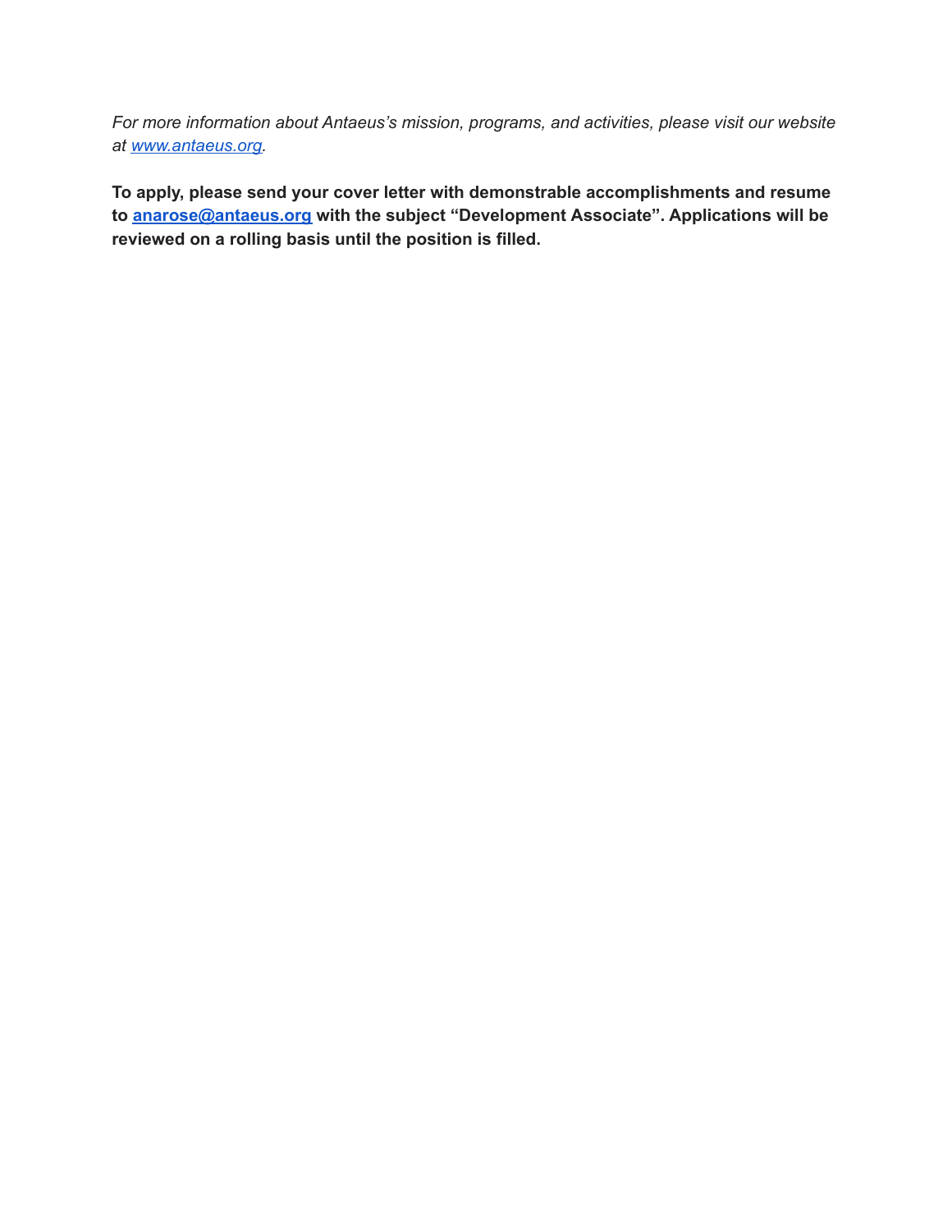*For more information about Antaeus's mission, programs, and activities, please visit our website at [www.antaeus.org](http://www.antaeus.org).*

**To apply, please send your cover letter with demonstrable accomplishments and resume to [anarose@antaeus.org](mailto:anarose@antaeus.org) with the subject "Development Associate". Applications will be reviewed on a rolling basis until the position is filled.**